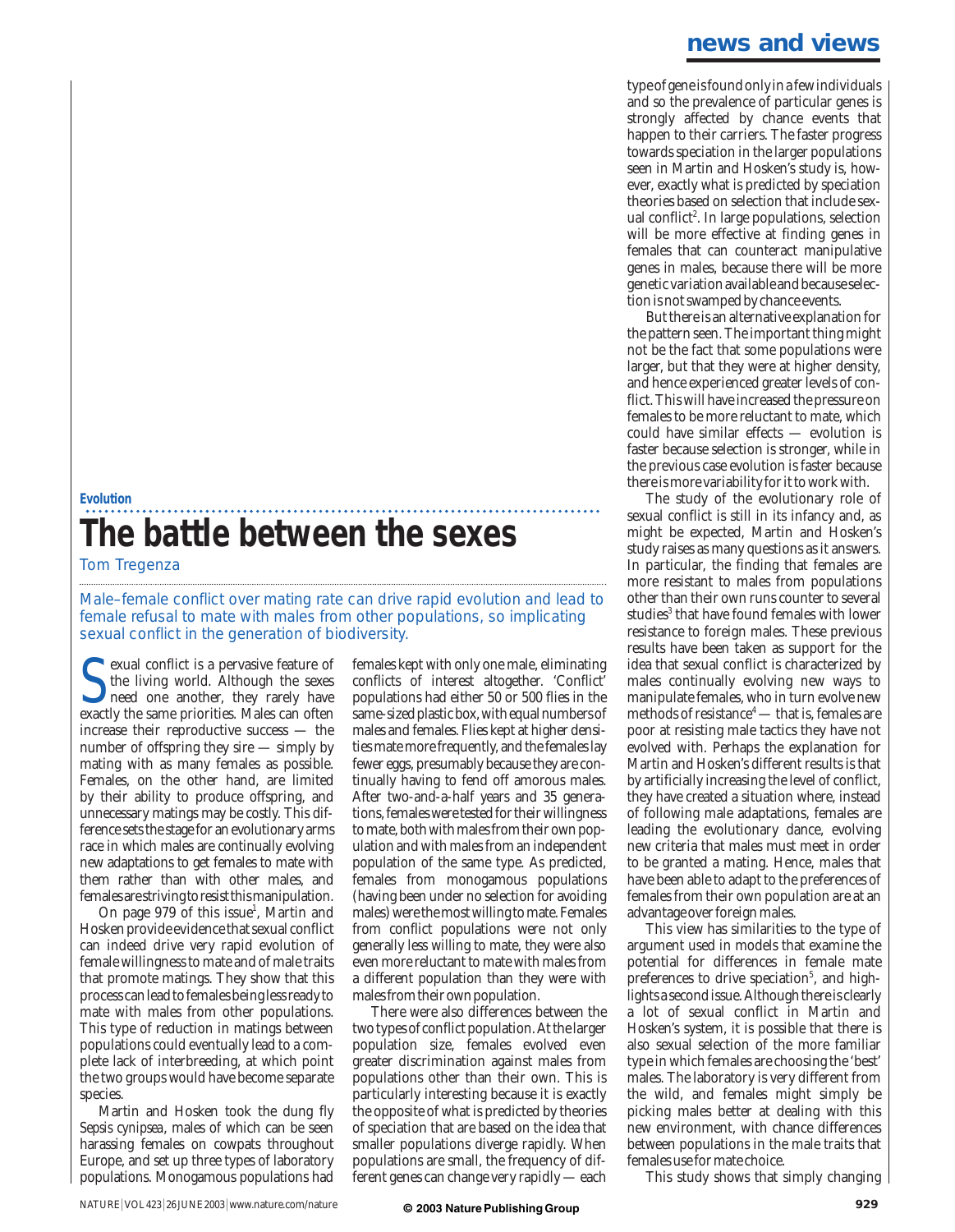Evolution

# The battle between the sexes

Tom Tregenza

*Male–female conflict over mating rate can drive rapid evolution and lead to female refusal to mate with males from other populations, so implicating sexual conflict in the generation of biodiversity.*

Sexual conflict is a pervasive feature of the living world. Although the sexes need one another, they rarely have exactly the same priorities. Males can often increase their reproductive success — the number of offspring they sire — simply by mating with as many females as possible. Females, on the other hand, are limited by their ability to produce offspring, and unnecessary matings may be costly. This difference sets the stage for an evolutionary arms race in which males are continually evolving new adaptations to get females to mate with them rather than with other males, and females are striving to resist this manipulation.

On page 979 of this issue[1], Martin and Hosken provide evidence that sexual conflict can indeed drive very rapid evolution of female willingness to mate and of male traits that promote matings. They show that this process can lead to females being less ready to mate with males from other populations. This type of reduction in matings between populations could eventually lead to a complete lack of interbreeding, at which point the two groups would have become separate species.

Martin and Hosken took the dung fly *Sepsis cynipsea*, males of which can be seen harassing females on cowpats throughout Europe, and set up three types of laboratory populations. Monogamous populations had females kept with only one male, eliminating conflicts of interest altogether. 'Conflict' populations had either 50 or 500 flies in the same-sized plastic box, with equal numbers of males and females. Flies kept at higher densities mate more frequently, and the females lay fewer eggs, presumably because they are continually having to fend off amorous males. After two-and-a-half years and 35 generations, females were tested for their willingness to mate, both with males from their own population and with males from an independent population of the same type. As predicted, females from monogamous populations (having been under no selection for avoiding males) were the most willing to mate. Females from conflict populations were not only generally less willing to mate, they were also even more reluctant to mate with males from a different population than they were with males from their own population.

There were also differences between the two types of conflict population. At the larger population size, females evolved even greater discrimination against males from populations other than their own. This is particularly interesting because it is exactly the opposite of what is predicted by theories of speciation that are based on the idea that smaller populations diverge rapidly. When populations are small, the frequency of different genes can change very rapidly — each type of gene is found only in a few individuals and so the prevalence of particular genes is strongly affected by chance events that happen to their carriers. The faster progress towards speciation in the larger populations seen in Martin and Hosken's study is, however, exactly what is predicted by speciation theories based on selection that include sexual conflict[2]. In large populations, selection will be more effective at finding genes in females that can counteract manipulative genes in males, because there will be more genetic variation available and because selection is not swamped by chance events.

But there is an alternative explanation for the pattern seen. The important thing might not be the fact that some populations were larger, but that they were at higher density, and hence experienced greater levels of conflict. This will have increased the pressure on females to be more reluctant to mate, which could have similar effects — evolution is faster because selection is stronger, while in the previous case evolution is faster because there is more variability for it to work with.

The study of the evolutionary role of sexual conflict is still in its infancy and, as might be expected, Martin and Hosken's study raises as many questions as it answers. In particular, the finding that females are more resistant to males from populations other than their own runs counter to several studies[3] that have found females with lower resistance to foreign males. These previous results have been taken as support for the idea that sexual conflict is characterized by males continually evolving new ways to manipulate females, who in turn evolve new methods of resistance[4] — that is, females are poor at resisting male tactics they have not evolved with. Perhaps the explanation for Martin and Hosken's different results is that by artificially increasing the level of conflict, they have created a situation where, instead of following male adaptations, females are leading the evolutionary dance, evolving new criteria that males must meet in order to be granted a mating. Hence, males that have been able to adapt to the preferences of females from their own population are at an advantage over foreign males.

This view has similarities to the type of argument used in models that examine the potential for differences in female mate preferences to drive speciation[5], and highlights a second issue. Although there is clearly a lot of sexual conflict in Martin and Hosken's system, it is possible that there is also sexual selection of the more familiar type in which females are choosing the 'best' males. The laboratory is very different from the wild, and females might simply be picking males better at dealing with this new environment, with chance differences between populations in the male traits that females use for mate choice.

This study shows that simply changing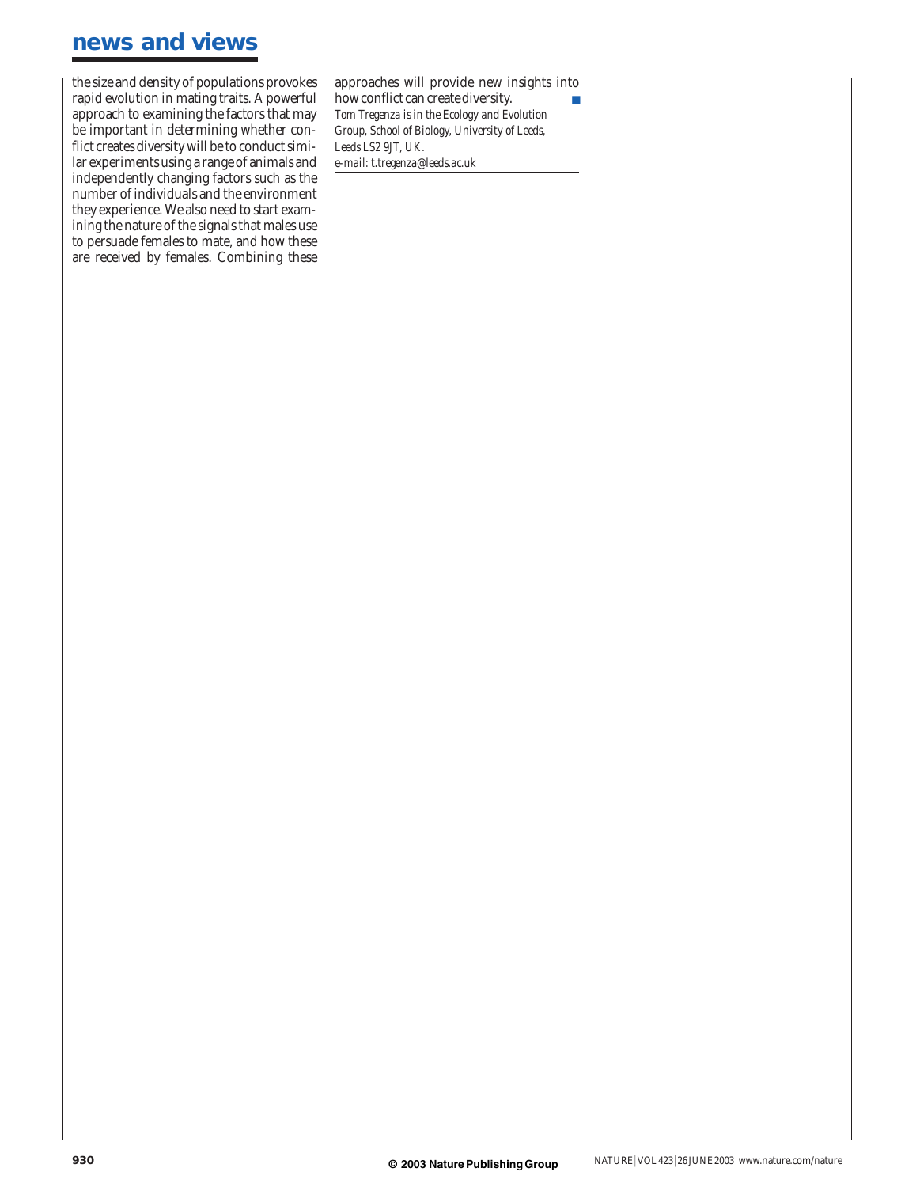the size and density of populations provokes rapid evolution in mating traits. A powerful approach to examining the factors that may be important in determining whether conflict creates diversity will be to conduct similar experiments using a range of animals and independently changing factors such as the number of individuals and the environment they experience. We also need to start examining the nature of the signals that males use to persuade females to mate, and how these are received by females. Combining these approaches will provide new insights into how conflict can create diversity. ■

*Tom Tregenza is in the Ecology and Evolution Group, School of Biology, University of Leeds, Leeds LS2 9JT, UK.*
*e-mail: t.tregenza@leeds.ac.uk*